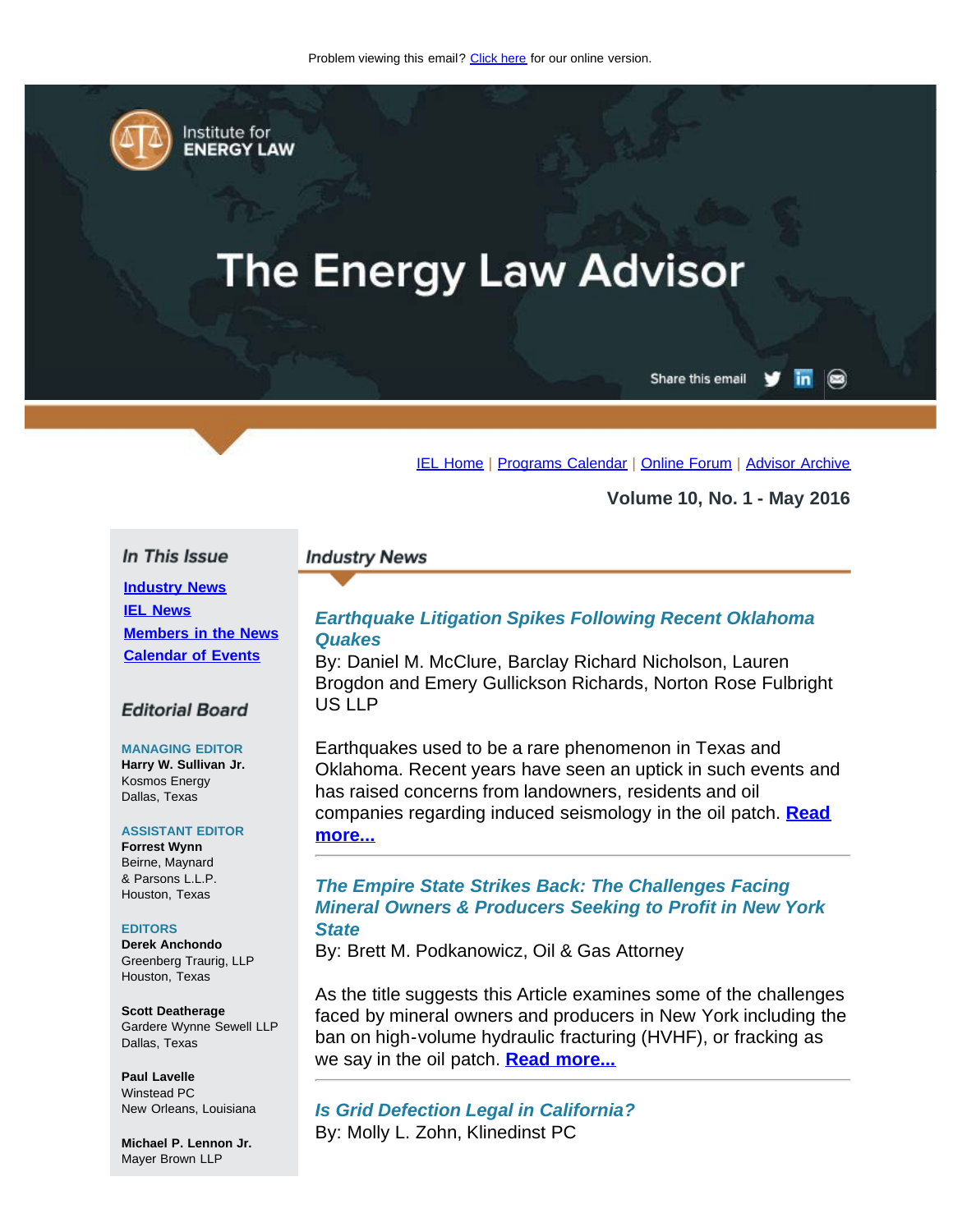Problem viewing this email? Click here for our online version.

Institute for ENERGY LAW

# The Energy Law Advisor

Share this email

IEL Home | Programs Calendar | Online Forum | Advisor Archive

**Volume 10, No. 1 - May 2016**

## In This Issue

- Industry News
- IEL News
- Members in the News
- Calendar of Events

## Editorial Board

**MANAGING EDITOR**
**Harry W. Sullivan Jr.**
Kosmos Energy
Dallas, Texas

**ASSISTANT EDITOR**
**Forrest Wynn**
Beirne, Maynard & Parsons L.L.P.
Houston, Texas

**EDITORS**
**Derek Anchondo**
Greenberg Traurig, LLP
Houston, Texas

**Scott Deatherage**
Gardere Wynne Sewell LLP
Dallas, Texas

**Paul Lavelle**
Winstead PC
New Orleans, Louisiana

**Michael P. Lennon Jr.**
Mayer Brown LLP

## Industry News

### *Earthquake Litigation Spikes Following Recent Oklahoma Quakes*

By: Daniel M. McClure, Barclay Richard Nicholson, Lauren Brogdon and Emery Gullickson Richards, Norton Rose Fulbright US LLP

Earthquakes used to be a rare phenomenon in Texas and Oklahoma. Recent years have seen an uptick in such events and has raised concerns from landowners, residents and oil companies regarding induced seismology in the oil patch. **Read more...**

---

### *The Empire State Strikes Back: The Challenges Facing Mineral Owners & Producers Seeking to Profit in New York State*

By: Brett M. Podkanowicz, Oil & Gas Attorney

As the title suggests this Article examines some of the challenges faced by mineral owners and producers in New York including the ban on high-volume hydraulic fracturing (HVHF), or fracking as we say in the oil patch. **Read more...**

---

### *Is Grid Defection Legal in California?*

By: Molly L. Zohn, Klinedinst PC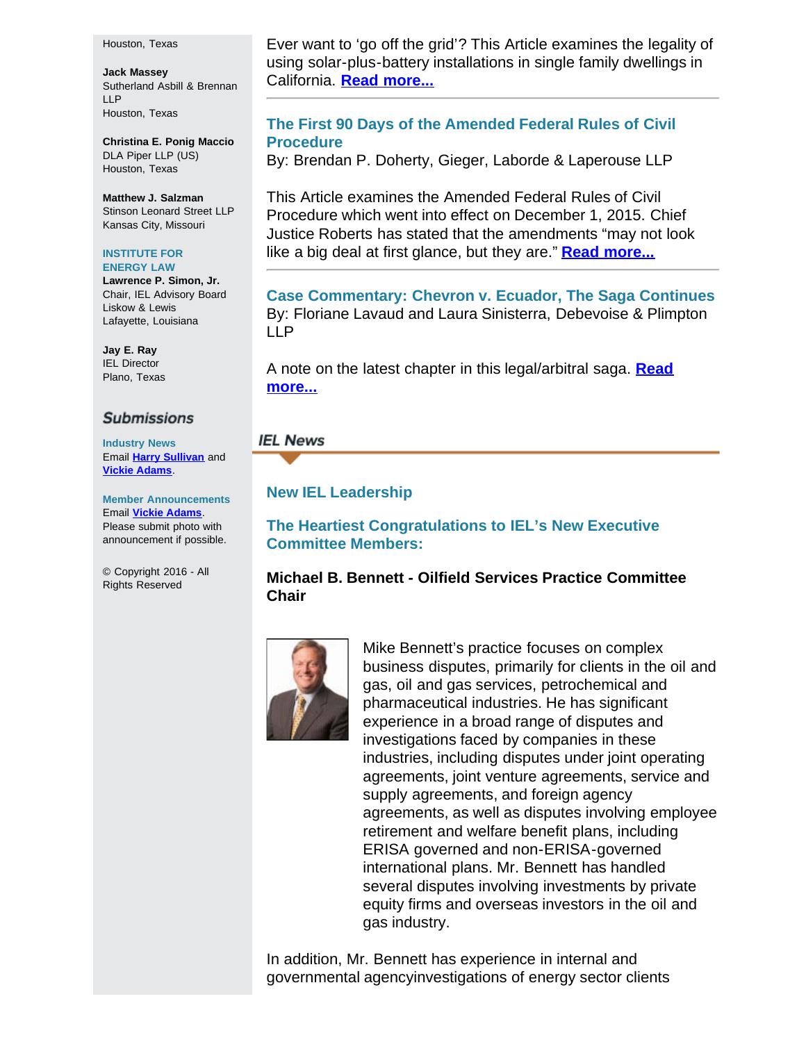Houston, Texas

**Jack Massey**
Sutherland Asbill & Brennan LLP
Houston, Texas

**Christina E. Ponig Maccio**
DLA Piper LLP (US)
Houston, Texas

**Matthew J. Salzman**
Stinson Leonard Street LLP
Kansas City, Missouri

**INSTITUTE FOR ENERGY LAW**

**Lawrence P. Simon, Jr.**
Chair, IEL Advisory Board
Liskow & Lewis
Lafayette, Louisiana

**Jay E. Ray**
IEL Director
Plano, Texas

## Submissions

**Industry News**
Email **Harry Sullivan** and **Vickie Adams**.

**Member Announcements**
Email **Vickie Adams**. Please submit photo with announcement if possible.

© Copyright 2016 - All Rights Reserved

Ever want to 'go off the grid'? This Article examines the legality of using solar-plus-battery installations in single family dwellings in California. **Read more...**

### The First 90 Days of the Amended Federal Rules of Civil Procedure

By: Brendan P. Doherty, Gieger, Laborde & Laperouse LLP

This Article examines the Amended Federal Rules of Civil Procedure which went into effect on December 1, 2015. Chief Justice Roberts has stated that the amendments "may not look like a big deal at first glance, but they are." **Read more...**

### Case Commentary: Chevron v. Ecuador, The Saga Continues

By: Floriane Lavaud and Laura Sinisterra, Debevoise & Plimpton LLP

A note on the latest chapter in this legal/arbitral saga. **Read more...**

## IEL News

### New IEL Leadership

### The Heartiest Congratulations to IEL's New Executive Committee Members:

**Michael B. Bennett - Oilfield Services Practice Committee Chair**

Mike Bennett's practice focuses on complex business disputes, primarily for clients in the oil and gas, oil and gas services, petrochemical and pharmaceutical industries. He has significant experience in a broad range of disputes and investigations faced by companies in these industries, including disputes under joint operating agreements, joint venture agreements, service and supply agreements, and foreign agency agreements, as well as disputes involving employee retirement and welfare benefit plans, including ERISA governed and non-ERISA-governed international plans. Mr. Bennett has handled several disputes involving investments by private equity firms and overseas investors in the oil and gas industry.

In addition, Mr. Bennett has experience in internal and governmental agencyinvestigations of energy sector clients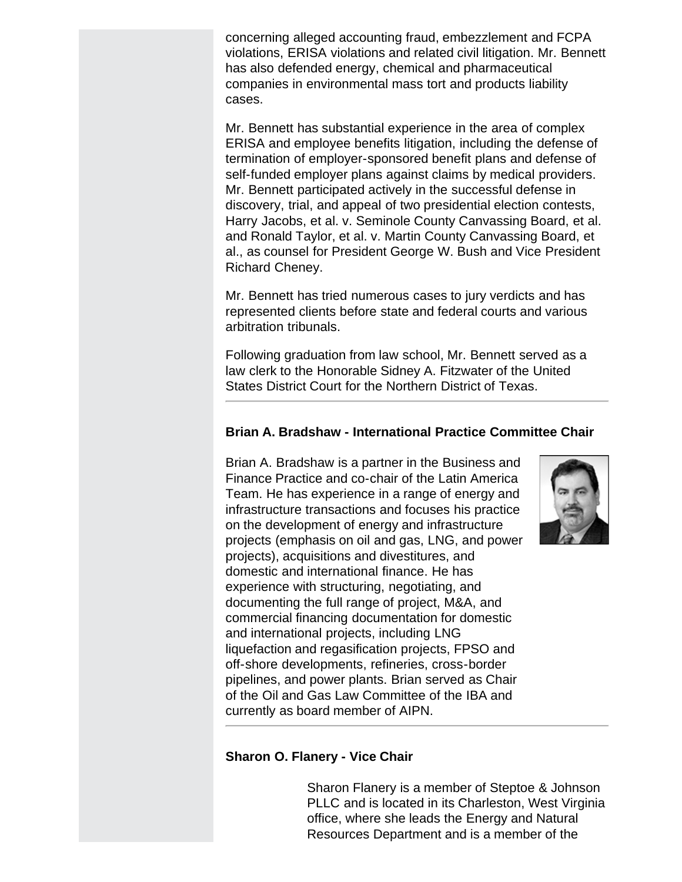concerning alleged accounting fraud, embezzlement and FCPA violations, ERISA violations and related civil litigation. Mr. Bennett has also defended energy, chemical and pharmaceutical companies in environmental mass tort and products liability cases.

Mr. Bennett has substantial experience in the area of complex ERISA and employee benefits litigation, including the defense of termination of employer-sponsored benefit plans and defense of self-funded employer plans against claims by medical providers. Mr. Bennett participated actively in the successful defense in discovery, trial, and appeal of two presidential election contests, Harry Jacobs, et al. v. Seminole County Canvassing Board, et al. and Ronald Taylor, et al. v. Martin County Canvassing Board, et al., as counsel for President George W. Bush and Vice President Richard Cheney.

Mr. Bennett has tried numerous cases to jury verdicts and has represented clients before state and federal courts and various arbitration tribunals.

Following graduation from law school, Mr. Bennett served as a law clerk to the Honorable Sidney A. Fitzwater of the United States District Court for the Northern District of Texas.

---

**Brian A. Bradshaw - International Practice Committee Chair**

Brian A. Bradshaw is a partner in the Business and Finance Practice and co-chair of the Latin America Team. He has experience in a range of energy and infrastructure transactions and focuses his practice on the development of energy and infrastructure projects (emphasis on oil and gas, LNG, and power projects), acquisitions and divestitures, and domestic and international finance. He has experience with structuring, negotiating, and documenting the full range of project, M&A, and commercial financing documentation for domestic and international projects, including LNG liquefaction and regasification projects, FPSO and off-shore developments, refineries, cross-border pipelines, and power plants. Brian served as Chair of the Oil and Gas Law Committee of the IBA and currently as board member of AIPN.

---

**Sharon O. Flanery - Vice Chair**

Sharon Flanery is a member of Steptoe & Johnson PLLC and is located in its Charleston, West Virginia office, where she leads the Energy and Natural Resources Department and is a member of the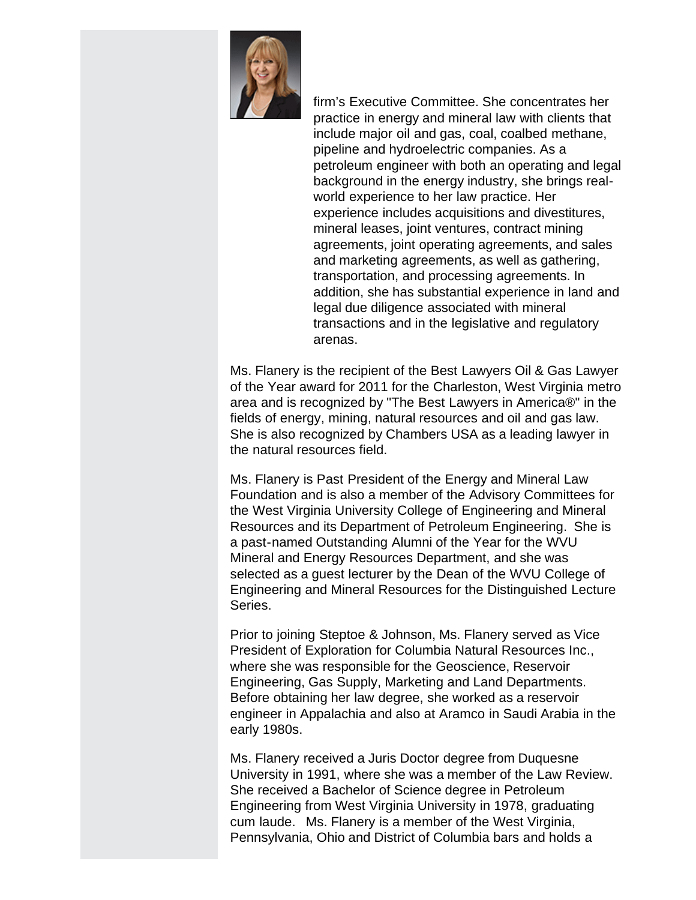firm's Executive Committee. She concentrates her practice in energy and mineral law with clients that include major oil and gas, coal, coalbed methane, pipeline and hydroelectric companies. As a petroleum engineer with both an operating and legal background in the energy industry, she brings real-world experience to her law practice. Her experience includes acquisitions and divestitures, mineral leases, joint ventures, contract mining agreements, joint operating agreements, and sales and marketing agreements, as well as gathering, transportation, and processing agreements. In addition, she has substantial experience in land and legal due diligence associated with mineral transactions and in the legislative and regulatory arenas.

Ms. Flanery is the recipient of the Best Lawyers Oil & Gas Lawyer of the Year award for 2011 for the Charleston, West Virginia metro area and is recognized by "The Best Lawyers in America®" in the fields of energy, mining, natural resources and oil and gas law. She is also recognized by Chambers USA as a leading lawyer in the natural resources field.

Ms. Flanery is Past President of the Energy and Mineral Law Foundation and is also a member of the Advisory Committees for the West Virginia University College of Engineering and Mineral Resources and its Department of Petroleum Engineering. She is a past-named Outstanding Alumni of the Year for the WVU Mineral and Energy Resources Department, and she was selected as a guest lecturer by the Dean of the WVU College of Engineering and Mineral Resources for the Distinguished Lecture Series.

Prior to joining Steptoe & Johnson, Ms. Flanery served as Vice President of Exploration for Columbia Natural Resources Inc., where she was responsible for the Geoscience, Reservoir Engineering, Gas Supply, Marketing and Land Departments. Before obtaining her law degree, she worked as a reservoir engineer in Appalachia and also at Aramco in Saudi Arabia in the early 1980s.

Ms. Flanery received a Juris Doctor degree from Duquesne University in 1991, where she was a member of the Law Review. She received a Bachelor of Science degree in Petroleum Engineering from West Virginia University in 1978, graduating cum laude. Ms. Flanery is a member of the West Virginia, Pennsylvania, Ohio and District of Columbia bars and holds a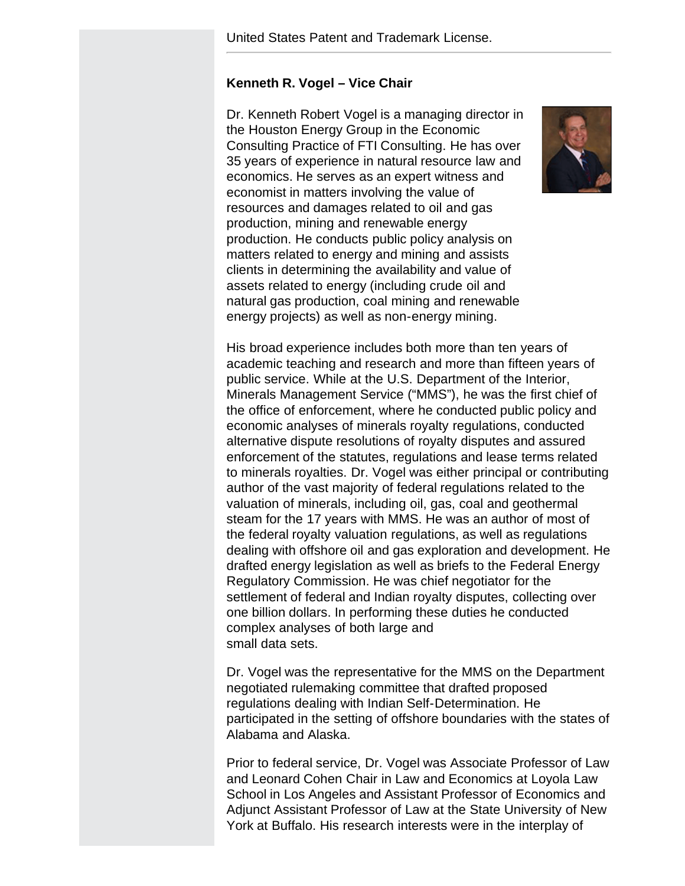United States Patent and Trademark License.

---

**Kenneth R. Vogel – Vice Chair**

Dr. Kenneth Robert Vogel is a managing director in the Houston Energy Group in the Economic Consulting Practice of FTI Consulting. He has over 35 years of experience in natural resource law and economics. He serves as an expert witness and economist in matters involving the value of resources and damages related to oil and gas production, mining and renewable energy production. He conducts public policy analysis on matters related to energy and mining and assists clients in determining the availability and value of assets related to energy (including crude oil and natural gas production, coal mining and renewable energy projects) as well as non-energy mining.

His broad experience includes both more than ten years of academic teaching and research and more than fifteen years of public service. While at the U.S. Department of the Interior, Minerals Management Service ("MMS"), he was the first chief of the office of enforcement, where he conducted public policy and economic analyses of minerals royalty regulations, conducted alternative dispute resolutions of royalty disputes and assured enforcement of the statutes, regulations and lease terms related to minerals royalties. Dr. Vogel was either principal or contributing author of the vast majority of federal regulations related to the valuation of minerals, including oil, gas, coal and geothermal steam for the 17 years with MMS. He was an author of most of the federal royalty valuation regulations, as well as regulations dealing with offshore oil and gas exploration and development. He drafted energy legislation as well as briefs to the Federal Energy Regulatory Commission. He was chief negotiator for the settlement of federal and Indian royalty disputes, collecting over one billion dollars. In performing these duties he conducted complex analyses of both large and small data sets.

Dr. Vogel was the representative for the MMS on the Department negotiated rulemaking committee that drafted proposed regulations dealing with Indian Self-Determination. He participated in the setting of offshore boundaries with the states of Alabama and Alaska.

Prior to federal service, Dr. Vogel was Associate Professor of Law and Leonard Cohen Chair in Law and Economics at Loyola Law School in Los Angeles and Assistant Professor of Economics and Adjunct Assistant Professor of Law at the State University of New York at Buffalo. His research interests were in the interplay of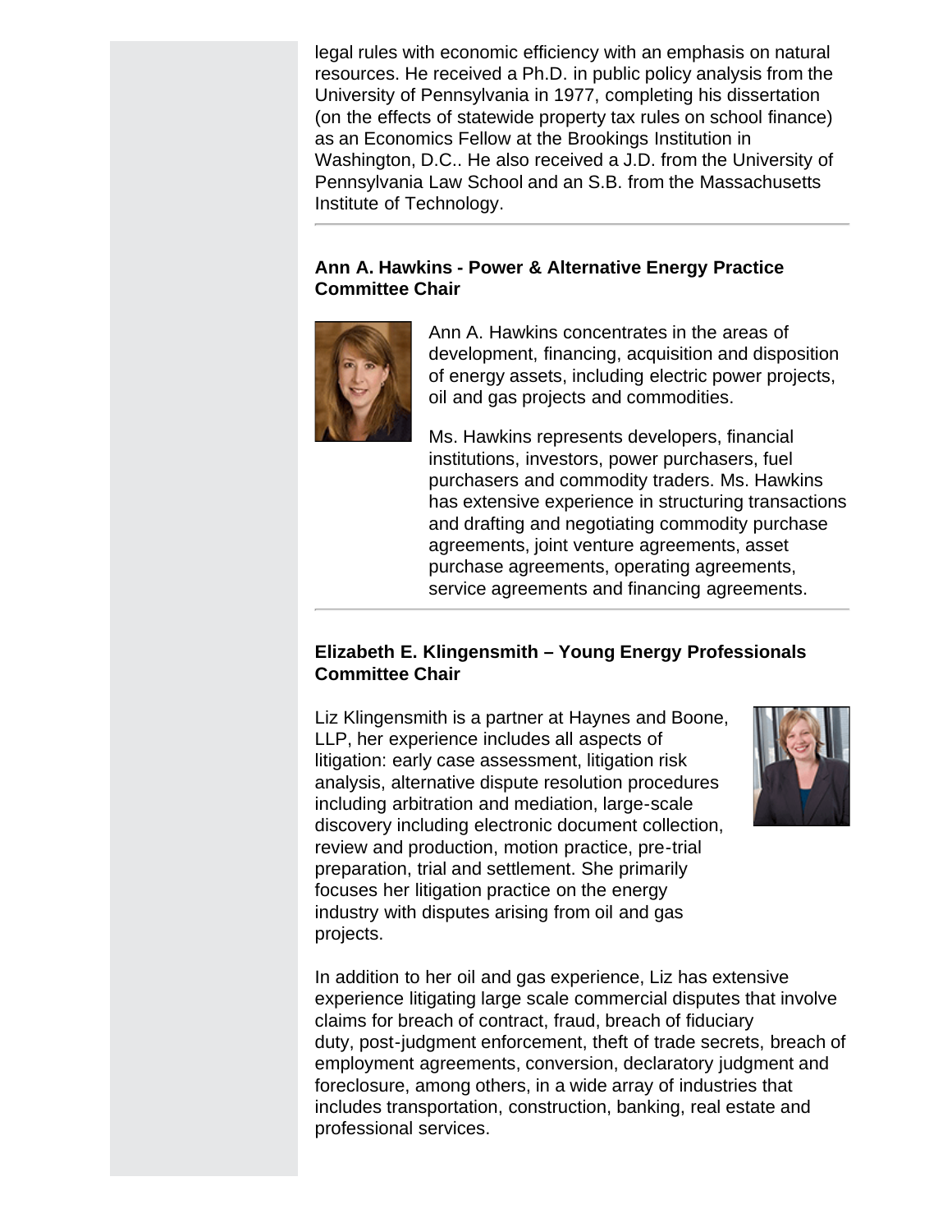legal rules with economic efficiency with an emphasis on natural resources. He received a Ph.D. in public policy analysis from the University of Pennsylvania in 1977, completing his dissertation (on the effects of statewide property tax rules on school finance) as an Economics Fellow at the Brookings Institution in Washington, D.C.. He also received a J.D. from the University of Pennsylvania Law School and an S.B. from the Massachusetts Institute of Technology.

---

**Ann A. Hawkins - Power & Alternative Energy Practice Committee Chair**

Ann A. Hawkins concentrates in the areas of development, financing, acquisition and disposition of energy assets, including electric power projects, oil and gas projects and commodities.

Ms. Hawkins represents developers, financial institutions, investors, power purchasers, fuel purchasers and commodity traders. Ms. Hawkins has extensive experience in structuring transactions and drafting and negotiating commodity purchase agreements, joint venture agreements, asset purchase agreements, operating agreements, service agreements and financing agreements.

---

**Elizabeth E. Klingensmith – Young Energy Professionals Committee Chair**

Liz Klingensmith is a partner at Haynes and Boone, LLP, her experience includes all aspects of litigation: early case assessment, litigation risk analysis, alternative dispute resolution procedures including arbitration and mediation, large-scale discovery including electronic document collection, review and production, motion practice, pre-trial preparation, trial and settlement. She primarily focuses her litigation practice on the energy industry with disputes arising from oil and gas projects.

In addition to her oil and gas experience, Liz has extensive experience litigating large scale commercial disputes that involve claims for breach of contract, fraud, breach of fiduciary duty, post-judgment enforcement, theft of trade secrets, breach of employment agreements, conversion, declaratory judgment and foreclosure, among others, in a wide array of industries that includes transportation, construction, banking, real estate and professional services.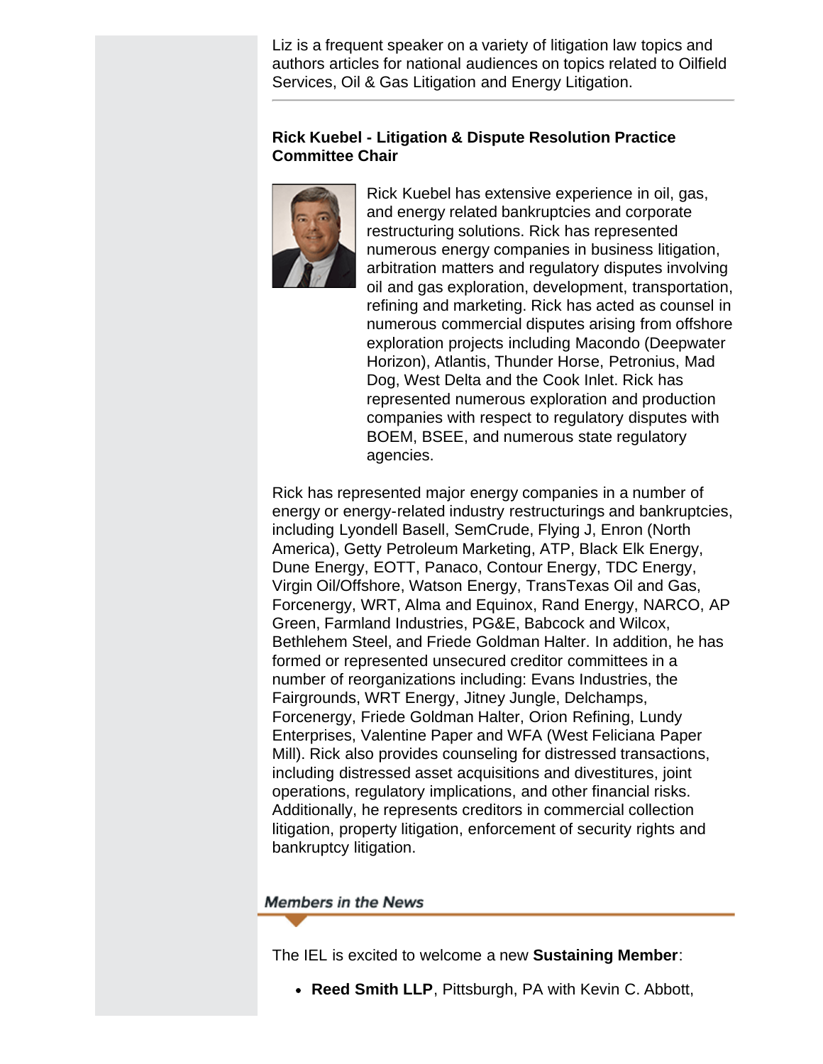Liz is a frequent speaker on a variety of litigation law topics and authors articles for national audiences on topics related to Oilfield Services, Oil & Gas Litigation and Energy Litigation.

---

**Rick Kuebel - Litigation & Dispute Resolution Practice Committee Chair**

Rick Kuebel has extensive experience in oil, gas, and energy related bankruptcies and corporate restructuring solutions. Rick has represented numerous energy companies in business litigation, arbitration matters and regulatory disputes involving oil and gas exploration, development, transportation, refining and marketing. Rick has acted as counsel in numerous commercial disputes arising from offshore exploration projects including Macondo (Deepwater Horizon), Atlantis, Thunder Horse, Petronius, Mad Dog, West Delta and the Cook Inlet. Rick has represented numerous exploration and production companies with respect to regulatory disputes with BOEM, BSEE, and numerous state regulatory agencies.

Rick has represented major energy companies in a number of energy or energy-related industry restructurings and bankruptcies, including Lyondell Basell, SemCrude, Flying J, Enron (North America), Getty Petroleum Marketing, ATP, Black Elk Energy, Dune Energy, EOTT, Panaco, Contour Energy, TDC Energy, Virgin Oil/Offshore, Watson Energy, TransTexas Oil and Gas, Forcenergy, WRT, Alma and Equinox, Rand Energy, NARCO, AP Green, Farmland Industries, PG&E, Babcock and Wilcox, Bethlehem Steel, and Friede Goldman Halter. In addition, he has formed or represented unsecured creditor committees in a number of reorganizations including: Evans Industries, the Fairgrounds, WRT Energy, Jitney Jungle, Delchamps, Forcenergy, Friede Goldman Halter, Orion Refining, Lundy Enterprises, Valentine Paper and WFA (West Feliciana Paper Mill). Rick also provides counseling for distressed transactions, including distressed asset acquisitions and divestitures, joint operations, regulatory implications, and other financial risks. Additionally, he represents creditors in commercial collection litigation, property litigation, enforcement of security rights and bankruptcy litigation.

## Members in the News

The IEL is excited to welcome a new **Sustaining Member**:

- **Reed Smith LLP**, Pittsburgh, PA with Kevin C. Abbott,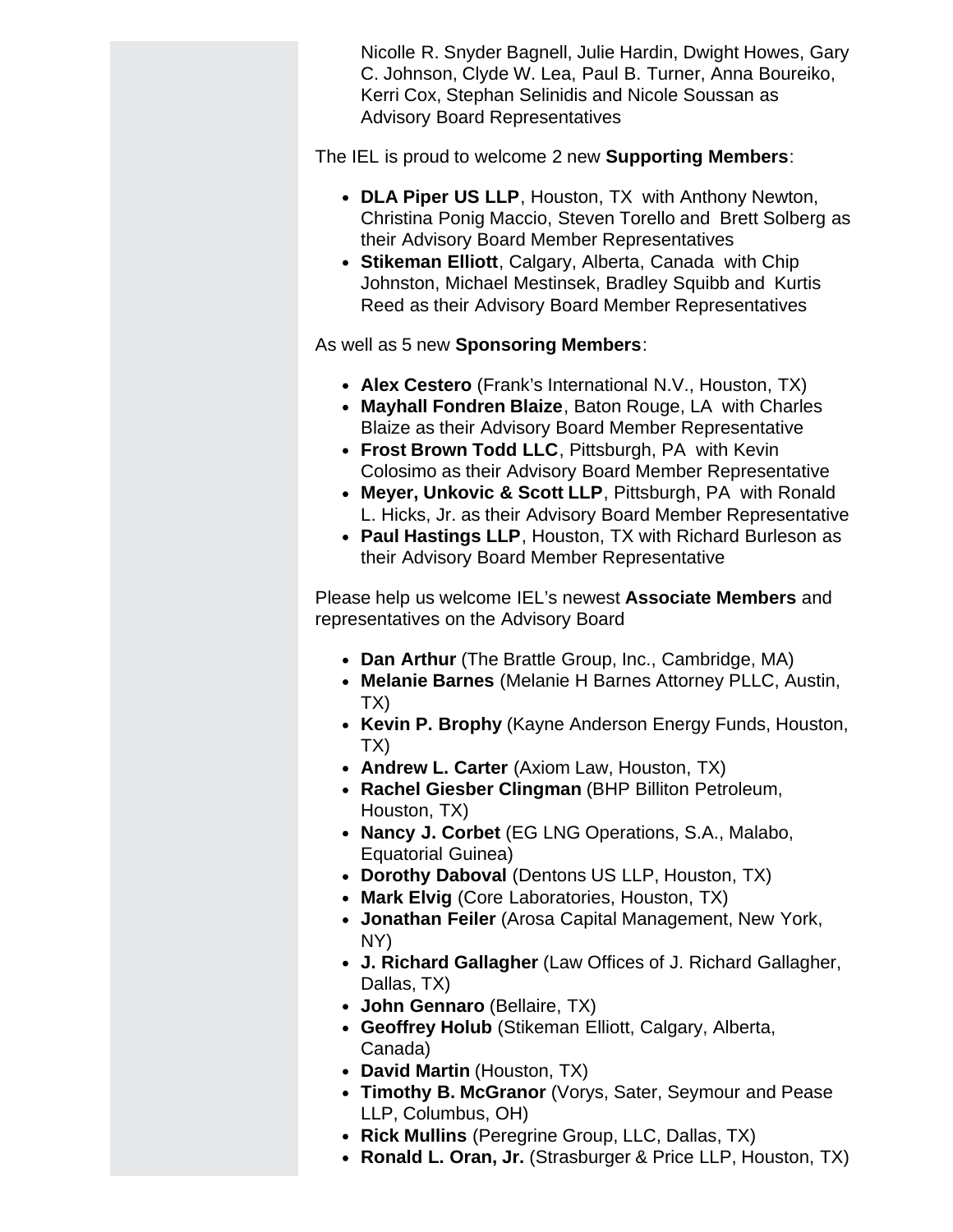Nicolle R. Snyder Bagnell, Julie Hardin, Dwight Howes, Gary C. Johnson, Clyde W. Lea, Paul B. Turner, Anna Boureiko, Kerri Cox, Stephan Selinidis and Nicole Soussan as Advisory Board Representatives

The IEL is proud to welcome 2 new **Supporting Members**:

- **DLA Piper US LLP**, Houston, TX with Anthony Newton, Christina Ponig Maccio, Steven Torello and Brett Solberg as their Advisory Board Member Representatives
- **Stikeman Elliott**, Calgary, Alberta, Canada with Chip Johnston, Michael Mestinsek, Bradley Squibb and Kurtis Reed as their Advisory Board Member Representatives

As well as 5 new **Sponsoring Members**:

- **Alex Cestero** (Frank's International N.V., Houston, TX)
- **Mayhall Fondren Blaize**, Baton Rouge, LA with Charles Blaize as their Advisory Board Member Representative
- **Frost Brown Todd LLC**, Pittsburgh, PA with Kevin Colosimo as their Advisory Board Member Representative
- **Meyer, Unkovic & Scott LLP**, Pittsburgh, PA with Ronald L. Hicks, Jr. as their Advisory Board Member Representative
- **Paul Hastings LLP**, Houston, TX with Richard Burleson as their Advisory Board Member Representative

Please help us welcome IEL's newest **Associate Members** and representatives on the Advisory Board

- **Dan Arthur** (The Brattle Group, Inc., Cambridge, MA)
- **Melanie Barnes** (Melanie H Barnes Attorney PLLC, Austin, TX)
- **Kevin P. Brophy** (Kayne Anderson Energy Funds, Houston, TX)
- **Andrew L. Carter** (Axiom Law, Houston, TX)
- **Rachel Giesber Clingman** (BHP Billiton Petroleum, Houston, TX)
- **Nancy J. Corbet** (EG LNG Operations, S.A., Malabo, Equatorial Guinea)
- **Dorothy Daboval** (Dentons US LLP, Houston, TX)
- **Mark Elvig** (Core Laboratories, Houston, TX)
- **Jonathan Feiler** (Arosa Capital Management, New York, NY)
- **J. Richard Gallagher** (Law Offices of J. Richard Gallagher, Dallas, TX)
- **John Gennaro** (Bellaire, TX)
- **Geoffrey Holub** (Stikeman Elliott, Calgary, Alberta, Canada)
- **David Martin** (Houston, TX)
- **Timothy B. McGranor** (Vorys, Sater, Seymour and Pease LLP, Columbus, OH)
- **Rick Mullins** (Peregrine Group, LLC, Dallas, TX)
- **Ronald L. Oran, Jr.** (Strasburger & Price LLP, Houston, TX)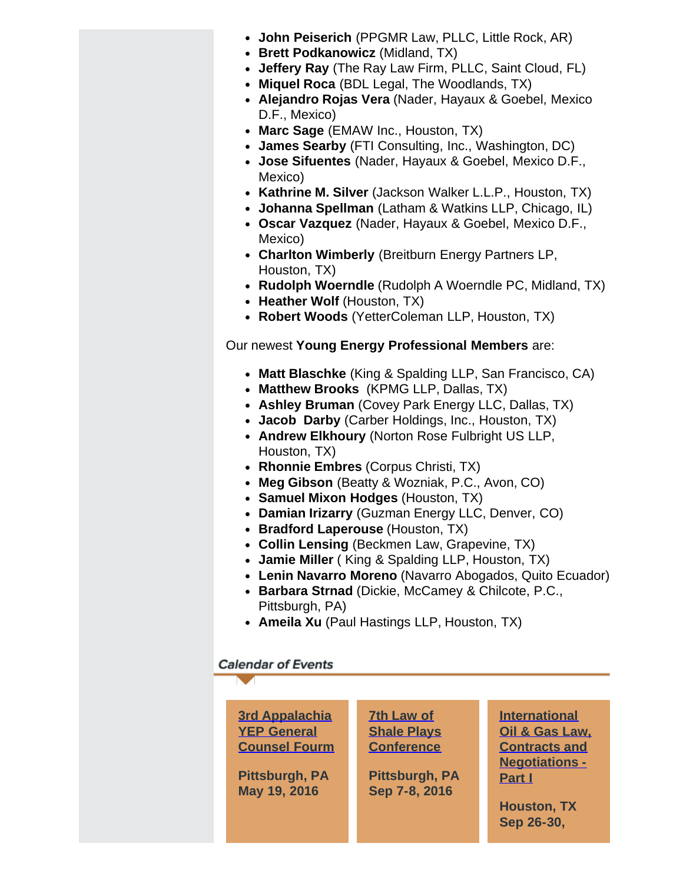- **John Peiserich** (PPGMR Law, PLLC, Little Rock, AR)
- **Brett Podkanowicz** (Midland, TX)
- **Jeffery Ray** (The Ray Law Firm, PLLC, Saint Cloud, FL)
- **Miquel Roca** (BDL Legal, The Woodlands, TX)
- **Alejandro Rojas Vera** (Nader, Hayaux & Goebel, Mexico D.F., Mexico)
- **Marc Sage** (EMAW Inc., Houston, TX)
- **James Searby** (FTI Consulting, Inc., Washington, DC)
- **Jose Sifuentes** (Nader, Hayaux & Goebel, Mexico D.F., Mexico)
- **Kathrine M. Silver** (Jackson Walker L.L.P., Houston, TX)
- **Johanna Spellman** (Latham & Watkins LLP, Chicago, IL)
- **Oscar Vazquez** (Nader, Hayaux & Goebel, Mexico D.F., Mexico)
- **Charlton Wimberly** (Breitburn Energy Partners LP, Houston, TX)
- **Rudolph Woerndle** (Rudolph A Woerndle PC, Midland, TX)
- **Heather Wolf** (Houston, TX)
- **Robert Woods** (YetterColeman LLP, Houston, TX)

Our newest **Young Energy Professional Members** are:

- **Matt Blaschke** (King & Spalding LLP, San Francisco, CA)
- **Matthew Brooks** (KPMG LLP, Dallas, TX)
- **Ashley Bruman** (Covey Park Energy LLC, Dallas, TX)
- **Jacob Darby** (Carber Holdings, Inc., Houston, TX)
- **Andrew Elkhoury** (Norton Rose Fulbright US LLP, Houston, TX)
- **Rhonnie Embres** (Corpus Christi, TX)
- **Meg Gibson** (Beatty & Wozniak, P.C., Avon, CO)
- **Samuel Mixon Hodges** (Houston, TX)
- **Damian Irizarry** (Guzman Energy LLC, Denver, CO)
- **Bradford Laperouse** (Houston, TX)
- **Collin Lensing** (Beckmen Law, Grapevine, TX)
- **Jamie Miller** ( King & Spalding LLP, Houston, TX)
- **Lenin Navarro Moreno** (Navarro Abogados, Quito Ecuador)
- **Barbara Strnad** (Dickie, McCamey & Chilcote, P.C., Pittsburgh, PA)
- **Ameila Xu** (Paul Hastings LLP, Houston, TX)

## Calendar of Events

**3rd Appalachia YEP General Counsel Fourm**

**Pittsburgh, PA**
**May 19, 2016**

**7th Law of Shale Plays Conference**

**Pittsburgh, PA**
**Sep 7-8, 2016**

**International Oil & Gas Law, Contracts and Negotiations - Part I**

**Houston, TX**
**Sep 26-30,**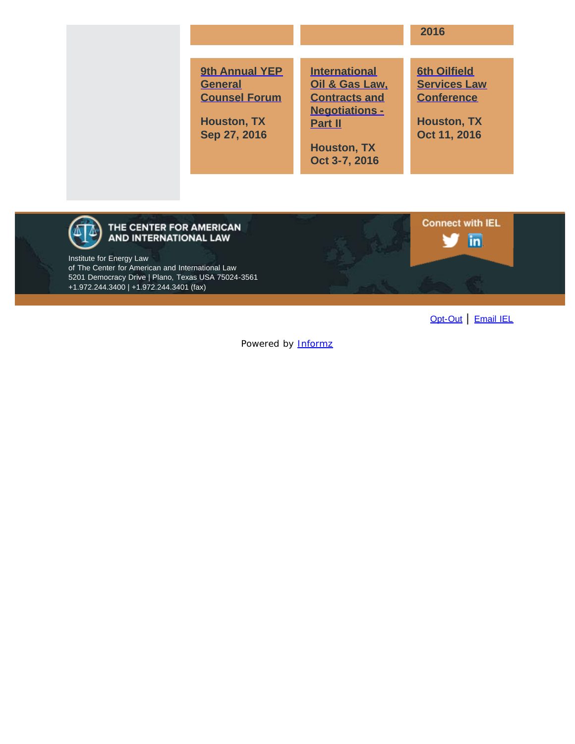2016

**9th Annual YEP General Counsel Forum**

**Houston, TX**
**Sep 27, 2016**

**International Oil & Gas Law, Contracts and Negotiations - Part II**

**Houston, TX**
**Oct 3-7, 2016**

**6th Oilfield Services Law Conference**

**Houston, TX**
**Oct 11, 2016**

THE CENTER FOR AMERICAN AND INTERNATIONAL LAW

Connect with IEL

Institute for Energy Law
of The Center for American and International Law
5201 Democracy Drive | Plano, Texas USA 75024-3561
+1.972.244.3400 | +1.972.244.3401 (fax)

Opt-Out | Email IEL

Powered by Informz